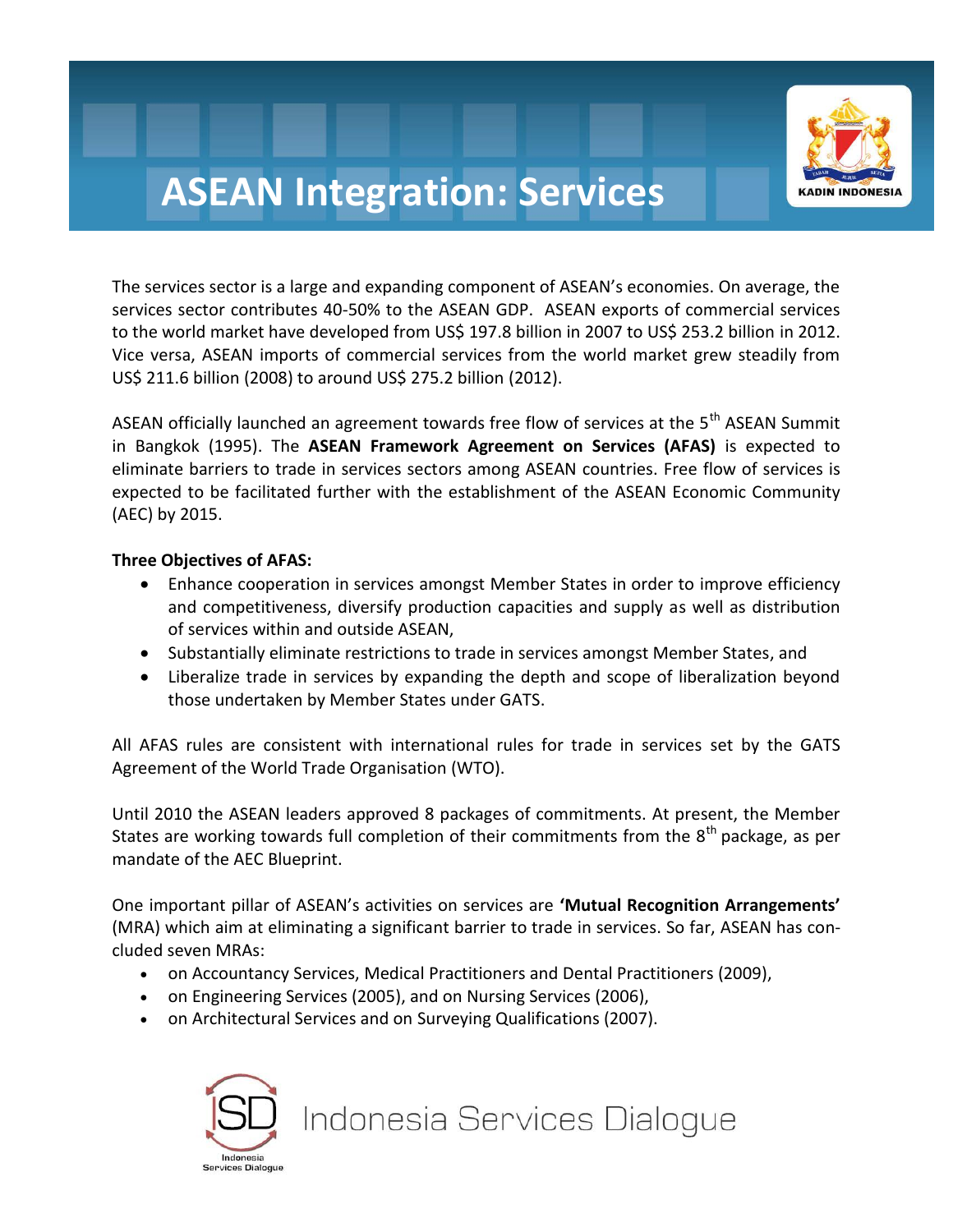# ASEAN Integration: Services

The services sector is a large and expanding component of ASEAN's economies. On average, the services sector contributes 40-50% to the ASEAN GDP. ASEAN exports of commercial services to the world market have developed from US$ 197.8 billion in 2007 to US$ 253.2 billion in 2012. Vice versa, ASEAN imports of commercial services from the world market grew steadily from US$ 211.6 billion (2008) to around US$ 275.2 billion (2012).

ASEAN officially launched an agreement towards free flow of services at the 5th ASEAN Summit in Bangkok (1995). The **ASEAN Framework Agreement on Services (AFAS)** is expected to eliminate barriers to trade in services sectors among ASEAN countries. Free flow of services is expected to be facilitated further with the establishment of the ASEAN Economic Community (AEC) by 2015.

**Three Objectives of AFAS:**

- Enhance cooperation in services amongst Member States in order to improve efficiency and competitiveness, diversify production capacities and supply as well as distribution of services within and outside ASEAN,
- Substantially eliminate restrictions to trade in services amongst Member States, and
- Liberalize trade in services by expanding the depth and scope of liberalization beyond those undertaken by Member States under GATS.

All AFAS rules are consistent with international rules for trade in services set by the GATS Agreement of the World Trade Organisation (WTO).

Until 2010 the ASEAN leaders approved 8 packages of commitments. At present, the Member States are working towards full completion of their commitments from the 8th package, as per mandate of the AEC Blueprint.

One important pillar of ASEAN's activities on services are **'Mutual Recognition Arrangements'** (MRA) which aim at eliminating a significant barrier to trade in services. So far, ASEAN has concluded seven MRAs:

- on Accountancy Services, Medical Practitioners and Dental Practitioners (2009),
- on Engineering Services (2005), and on Nursing Services (2006),
- on Architectural Services and on Surveying Qualifications (2007).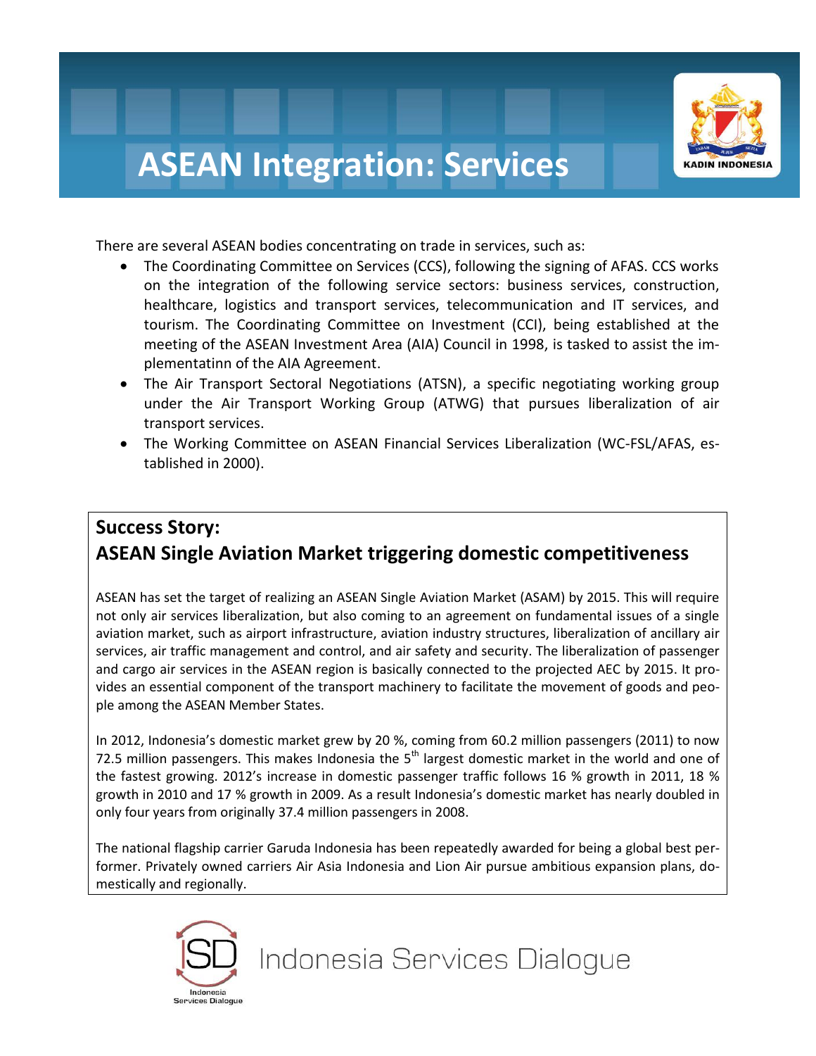# ASEAN Integration: Services

There are several ASEAN bodies concentrating on trade in services, such as:

- The Coordinating Committee on Services (CCS), following the signing of AFAS. CCS works on the integration of the following service sectors: business services, construction, healthcare, logistics and transport services, telecommunication and IT services, and tourism. The Coordinating Committee on Investment (CCI), being established at the meeting of the ASEAN Investment Area (AIA) Council in 1998, is tasked to assist the implementatinn of the AIA Agreement.
- The Air Transport Sectoral Negotiations (ATSN), a specific negotiating working group under the Air Transport Working Group (ATWG) that pursues liberalization of air transport services.
- The Working Committee on ASEAN Financial Services Liberalization (WC-FSL/AFAS, established in 2000).

## Success Story: ASEAN Single Aviation Market triggering domestic competitiveness

ASEAN has set the target of realizing an ASEAN Single Aviation Market (ASAM) by 2015. This will require not only air services liberalization, but also coming to an agreement on fundamental issues of a single aviation market, such as airport infrastructure, aviation industry structures, liberalization of ancillary air services, air traffic management and control, and air safety and security. The liberalization of passenger and cargo air services in the ASEAN region is basically connected to the projected AEC by 2015. It provides an essential component of the transport machinery to facilitate the movement of goods and people among the ASEAN Member States.

In 2012, Indonesia's domestic market grew by 20 %, coming from 60.2 million passengers (2011) to now 72.5 million passengers. This makes Indonesia the 5th largest domestic market in the world and one of the fastest growing. 2012's increase in domestic passenger traffic follows 16 % growth in 2011, 18 % growth in 2010 and 17 % growth in 2009. As a result Indonesia's domestic market has nearly doubled in only four years from originally 37.4 million passengers in 2008.

The national flagship carrier Garuda Indonesia has been repeatedly awarded for being a global best performer. Privately owned carriers Air Asia Indonesia and Lion Air pursue ambitious expansion plans, domestically and regionally.